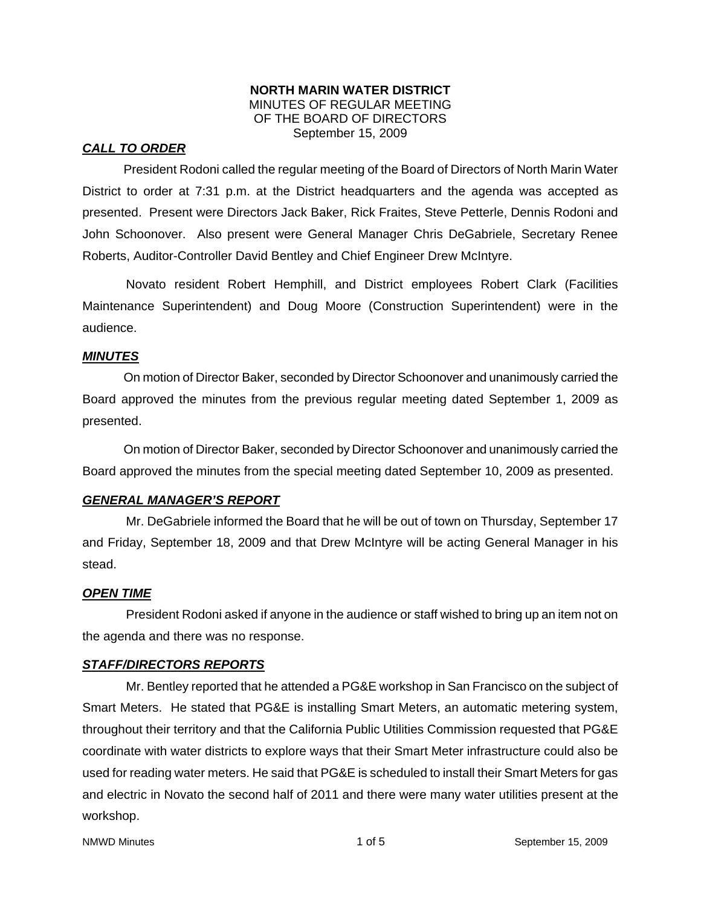**NORTH MARIN WATER DISTRICT**
MINUTES OF REGULAR MEETING
OF THE BOARD OF DIRECTORS
September 15, 2009

***CALL TO ORDER***

President Rodoni called the regular meeting of the Board of Directors of North Marin Water District to order at 7:31 p.m. at the District headquarters and the agenda was accepted as presented. Present were Directors Jack Baker, Rick Fraites, Steve Petterle, Dennis Rodoni and John Schoonover. Also present were General Manager Chris DeGabriele, Secretary Renee Roberts, Auditor-Controller David Bentley and Chief Engineer Drew McIntyre.

Novato resident Robert Hemphill, and District employees Robert Clark (Facilities Maintenance Superintendent) and Doug Moore (Construction Superintendent) were in the audience.

***MINUTES***

On motion of Director Baker, seconded by Director Schoonover and unanimously carried the Board approved the minutes from the previous regular meeting dated September 1, 2009 as presented.

On motion of Director Baker, seconded by Director Schoonover and unanimously carried the Board approved the minutes from the special meeting dated September 10, 2009 as presented.

***GENERAL MANAGER'S REPORT***

Mr. DeGabriele informed the Board that he will be out of town on Thursday, September 17 and Friday, September 18, 2009 and that Drew McIntyre will be acting General Manager in his stead.

***OPEN TIME***

President Rodoni asked if anyone in the audience or staff wished to bring up an item not on the agenda and there was no response.

***STAFF/DIRECTORS REPORTS***

Mr. Bentley reported that he attended a PG&E workshop in San Francisco on the subject of Smart Meters. He stated that PG&E is installing Smart Meters, an automatic metering system, throughout their territory and that the California Public Utilities Commission requested that PG&E coordinate with water districts to explore ways that their Smart Meter infrastructure could also be used for reading water meters. He said that PG&E is scheduled to install their Smart Meters for gas and electric in Novato the second half of 2011 and there were many water utilities present at the workshop.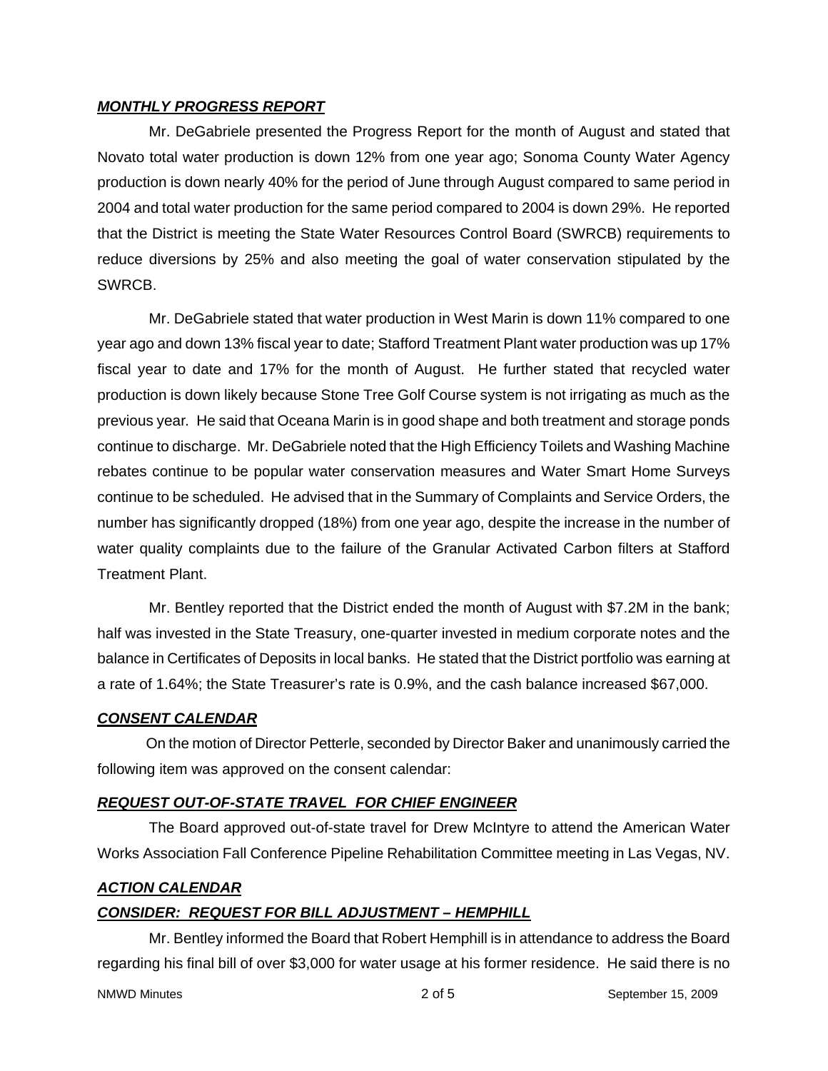***MONTHLY PROGRESS REPORT***

Mr. DeGabriele presented the Progress Report for the month of August and stated that Novato total water production is down 12% from one year ago; Sonoma County Water Agency production is down nearly 40% for the period of June through August compared to same period in 2004 and total water production for the same period compared to 2004 is down 29%. He reported that the District is meeting the State Water Resources Control Board (SWRCB) requirements to reduce diversions by 25% and also meeting the goal of water conservation stipulated by the SWRCB.

Mr. DeGabriele stated that water production in West Marin is down 11% compared to one year ago and down 13% fiscal year to date; Stafford Treatment Plant water production was up 17% fiscal year to date and 17% for the month of August. He further stated that recycled water production is down likely because Stone Tree Golf Course system is not irrigating as much as the previous year. He said that Oceana Marin is in good shape and both treatment and storage ponds continue to discharge. Mr. DeGabriele noted that the High Efficiency Toilets and Washing Machine rebates continue to be popular water conservation measures and Water Smart Home Surveys continue to be scheduled. He advised that in the Summary of Complaints and Service Orders, the number has significantly dropped (18%) from one year ago, despite the increase in the number of water quality complaints due to the failure of the Granular Activated Carbon filters at Stafford Treatment Plant.

Mr. Bentley reported that the District ended the month of August with $7.2M in the bank; half was invested in the State Treasury, one-quarter invested in medium corporate notes and the balance in Certificates of Deposits in local banks. He stated that the District portfolio was earning at a rate of 1.64%; the State Treasurer's rate is 0.9%, and the cash balance increased $67,000.

***CONSENT CALENDAR***

On the motion of Director Petterle, seconded by Director Baker and unanimously carried the following item was approved on the consent calendar:

***REQUEST OUT-OF-STATE TRAVEL FOR CHIEF ENGINEER***

The Board approved out-of-state travel for Drew McIntyre to attend the American Water Works Association Fall Conference Pipeline Rehabilitation Committee meeting in Las Vegas, NV.

***ACTION CALENDAR***

***CONSIDER: REQUEST FOR BILL ADJUSTMENT – HEMPHILL***

Mr. Bentley informed the Board that Robert Hemphill is in attendance to address the Board regarding his final bill of over $3,000 for water usage at his former residence. He said there is no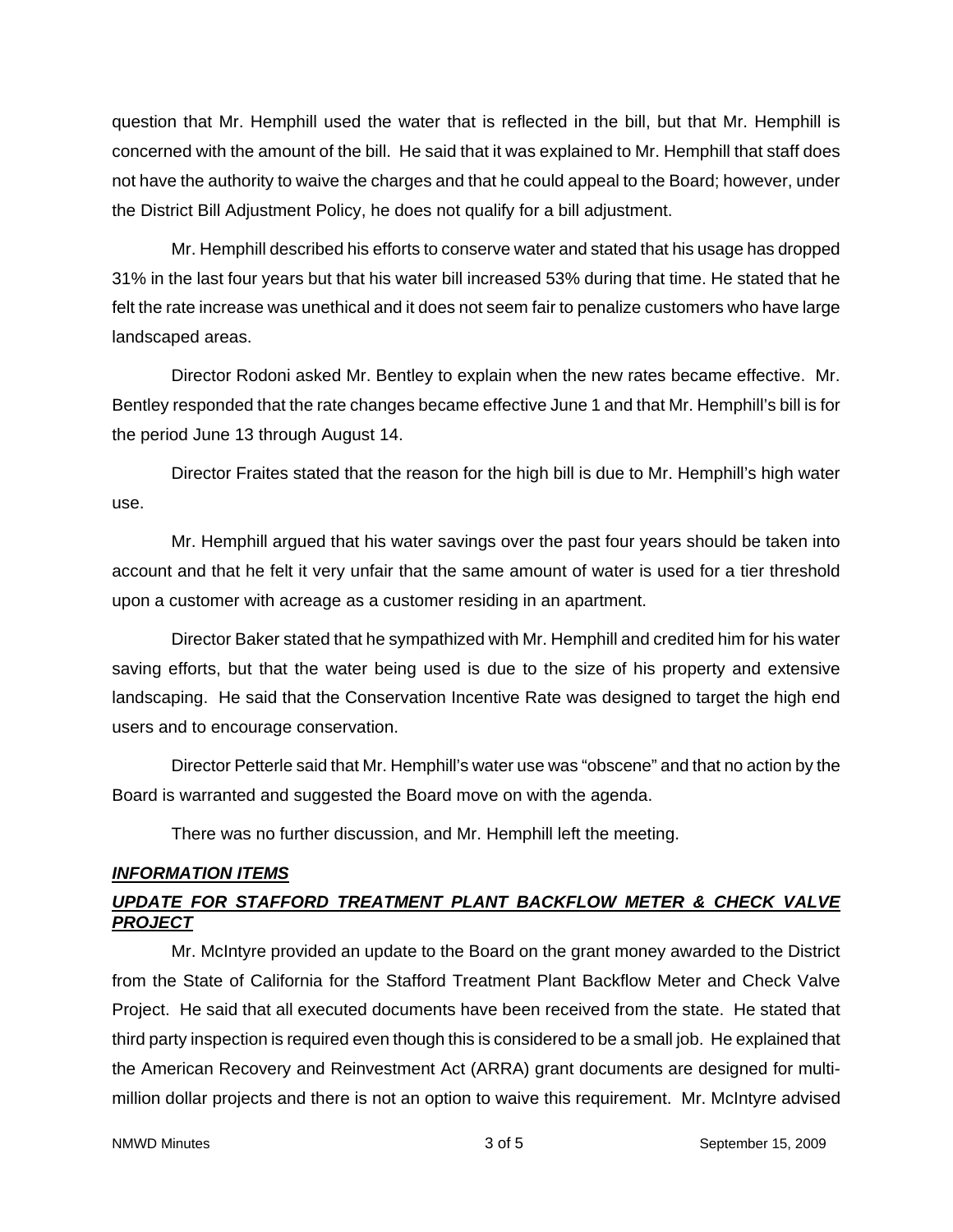question that Mr. Hemphill used the water that is reflected in the bill, but that Mr. Hemphill is concerned with the amount of the bill. He said that it was explained to Mr. Hemphill that staff does not have the authority to waive the charges and that he could appeal to the Board; however, under the District Bill Adjustment Policy, he does not qualify for a bill adjustment.

Mr. Hemphill described his efforts to conserve water and stated that his usage has dropped 31% in the last four years but that his water bill increased 53% during that time. He stated that he felt the rate increase was unethical and it does not seem fair to penalize customers who have large landscaped areas.

Director Rodoni asked Mr. Bentley to explain when the new rates became effective. Mr. Bentley responded that the rate changes became effective June 1 and that Mr. Hemphill's bill is for the period June 13 through August 14.

Director Fraites stated that the reason for the high bill is due to Mr. Hemphill's high water use.

Mr. Hemphill argued that his water savings over the past four years should be taken into account and that he felt it very unfair that the same amount of water is used for a tier threshold upon a customer with acreage as a customer residing in an apartment.

Director Baker stated that he sympathized with Mr. Hemphill and credited him for his water saving efforts, but that the water being used is due to the size of his property and extensive landscaping. He said that the Conservation Incentive Rate was designed to target the high end users and to encourage conservation.

Director Petterle said that Mr. Hemphill's water use was "obscene" and that no action by the Board is warranted and suggested the Board move on with the agenda.

There was no further discussion, and Mr. Hemphill left the meeting.

***INFORMATION ITEMS***

***UPDATE FOR STAFFORD TREATMENT PLANT BACKFLOW METER & CHECK VALVE PROJECT***

Mr. McIntyre provided an update to the Board on the grant money awarded to the District from the State of California for the Stafford Treatment Plant Backflow Meter and Check Valve Project. He said that all executed documents have been received from the state. He stated that third party inspection is required even though this is considered to be a small job. He explained that the American Recovery and Reinvestment Act (ARRA) grant documents are designed for multi-million dollar projects and there is not an option to waive this requirement. Mr. McIntyre advised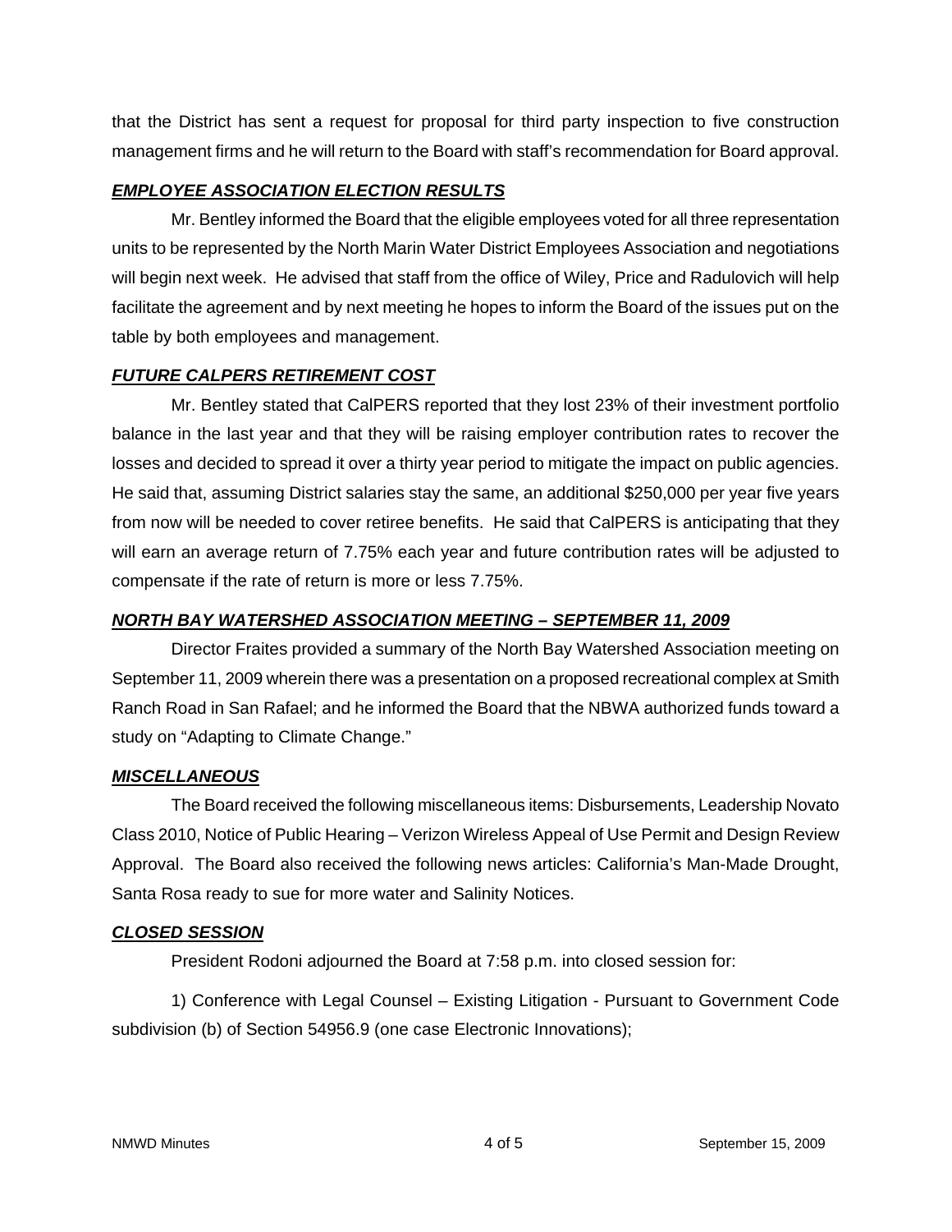that the District has sent a request for proposal for third party inspection to five construction management firms and he will return to the Board with staff's recommendation for Board approval.

## ***EMPLOYEE ASSOCIATION ELECTION RESULTS***

Mr. Bentley informed the Board that the eligible employees voted for all three representation units to be represented by the North Marin Water District Employees Association and negotiations will begin next week. He advised that staff from the office of Wiley, Price and Radulovich will help facilitate the agreement and by next meeting he hopes to inform the Board of the issues put on the table by both employees and management.

## ***FUTURE CALPERS RETIREMENT COST***

Mr. Bentley stated that CalPERS reported that they lost 23% of their investment portfolio balance in the last year and that they will be raising employer contribution rates to recover the losses and decided to spread it over a thirty year period to mitigate the impact on public agencies. He said that, assuming District salaries stay the same, an additional $250,000 per year five years from now will be needed to cover retiree benefits. He said that CalPERS is anticipating that they will earn an average return of 7.75% each year and future contribution rates will be adjusted to compensate if the rate of return is more or less 7.75%.

## ***NORTH BAY WATERSHED ASSOCIATION MEETING – SEPTEMBER 11, 2009***

Director Fraites provided a summary of the North Bay Watershed Association meeting on September 11, 2009 wherein there was a presentation on a proposed recreational complex at Smith Ranch Road in San Rafael; and he informed the Board that the NBWA authorized funds toward a study on "Adapting to Climate Change."

## ***MISCELLANEOUS***

The Board received the following miscellaneous items: Disbursements, Leadership Novato Class 2010, Notice of Public Hearing – Verizon Wireless Appeal of Use Permit and Design Review Approval. The Board also received the following news articles: California's Man-Made Drought, Santa Rosa ready to sue for more water and Salinity Notices.

## ***CLOSED SESSION***

President Rodoni adjourned the Board at 7:58 p.m. into closed session for:

1) Conference with Legal Counsel – Existing Litigation - Pursuant to Government Code subdivision (b) of Section 54956.9 (one case Electronic Innovations);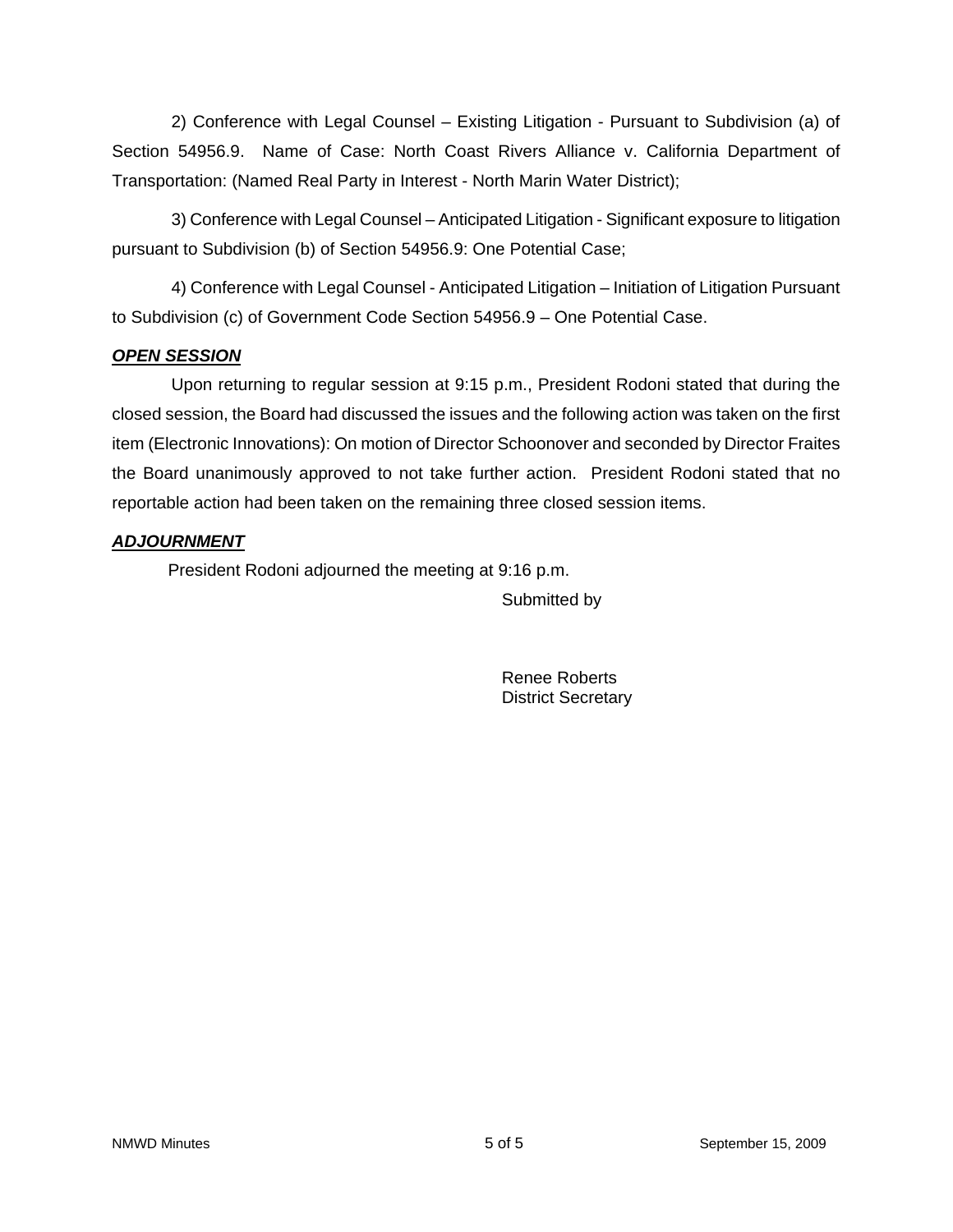2) Conference with Legal Counsel – Existing Litigation - Pursuant to Subdivision (a) of Section 54956.9. Name of Case: North Coast Rivers Alliance v. California Department of Transportation: (Named Real Party in Interest - North Marin Water District);

3) Conference with Legal Counsel – Anticipated Litigation - Significant exposure to litigation pursuant to Subdivision (b) of Section 54956.9: One Potential Case;

4) Conference with Legal Counsel - Anticipated Litigation – Initiation of Litigation Pursuant to Subdivision (c) of Government Code Section 54956.9 – One Potential Case.

***OPEN SESSION***

Upon returning to regular session at 9:15 p.m., President Rodoni stated that during the closed session, the Board had discussed the issues and the following action was taken on the first item (Electronic Innovations): On motion of Director Schoonover and seconded by Director Fraites the Board unanimously approved to not take further action. President Rodoni stated that no reportable action had been taken on the remaining three closed session items.

***ADJOURNMENT***

President Rodoni adjourned the meeting at 9:16 p.m.

Submitted by

Renee Roberts
District Secretary